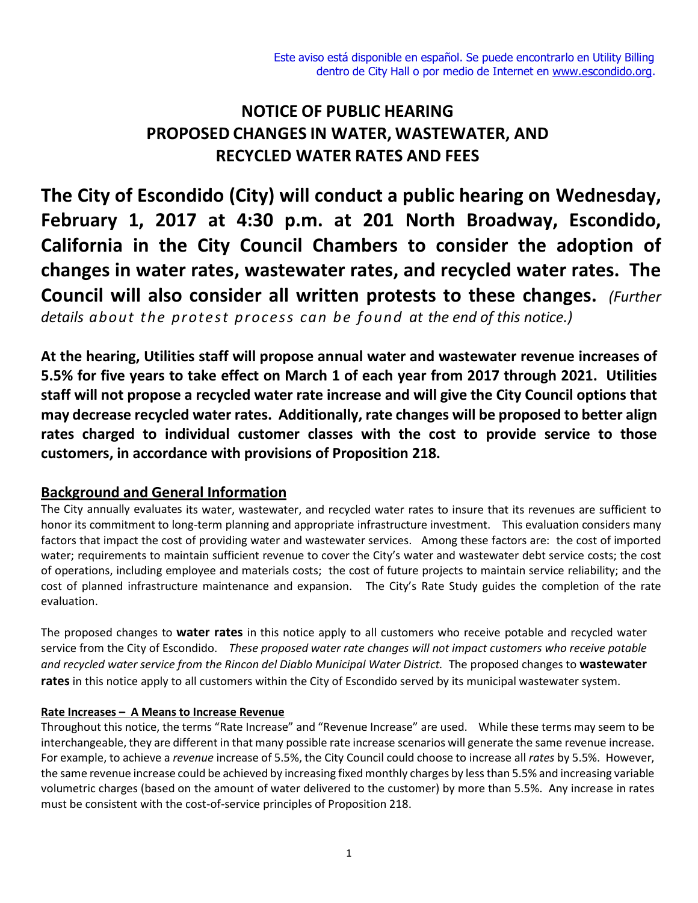Este aviso está disponible en español. Se puede encontrarlo en Utility Billing dentro de City Hall o por medio de Internet en www.escondido.org.

# NOTICE OF PUBLIC HEARING
# PROPOSED CHANGES IN WATER, WASTEWATER, AND RECYCLED WATER RATES AND FEES

**The City of Escondido (City) will conduct a public hearing on Wednesday, February 1, 2017 at 4:30 p.m. at 201 North Broadway, Escondido, California in the City Council Chambers to consider the adoption of changes in water rates, wastewater rates, and recycled water rates. The Council will also consider all written protests to these changes.** *(Further details about the protest process can be found at the end of this notice.)*

**At the hearing, Utilities staff will propose annual water and wastewater revenue increases of 5.5% for five years to take effect on March 1 of each year from 2017 through 2021. Utilities staff will not propose a recycled water rate increase and will give the City Council options that may decrease recycled water rates. Additionally, rate changes will be proposed to better align rates charged to individual customer classes with the cost to provide service to those customers, in accordance with provisions of Proposition 218.**

## Background and General Information

The City annually evaluates its water, wastewater, and recycled water rates to insure that its revenues are sufficient to honor its commitment to long-term planning and appropriate infrastructure investment. This evaluation considers many factors that impact the cost of providing water and wastewater services. Among these factors are: the cost of imported water; requirements to maintain sufficient revenue to cover the City's water and wastewater debt service costs; the cost of operations, including employee and materials costs; the cost of future projects to maintain service reliability; and the cost of planned infrastructure maintenance and expansion. The City's Rate Study guides the completion of the rate evaluation.

The proposed changes to **water rates** in this notice apply to all customers who receive potable and recycled water service from the City of Escondido. *These proposed water rate changes will not impact customers who receive potable and recycled water service from the Rincon del Diablo Municipal Water District.* The proposed changes to **wastewater rates** in this notice apply to all customers within the City of Escondido served by its municipal wastewater system.

### Rate Increases – A Means to Increase Revenue

Throughout this notice, the terms "Rate Increase" and "Revenue Increase" are used. While these terms may seem to be interchangeable, they are different in that many possible rate increase scenarios will generate the same revenue increase. For example, to achieve a *revenue* increase of 5.5%, the City Council could choose to increase all *rates* by 5.5%. However, the same revenue increase could be achieved by increasing fixed monthly charges by less than 5.5% and increasing variable volumetric charges (based on the amount of water delivered to the customer) by more than 5.5%. Any increase in rates must be consistent with the cost-of-service principles of Proposition 218.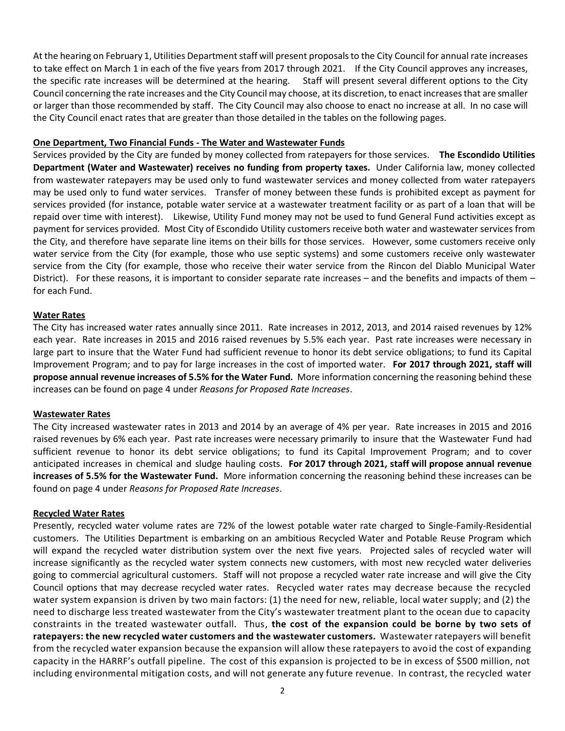At the hearing on February 1, Utilities Department staff will present proposals to the City Council for annual rate increases to take effect on March 1 in each of the five years from 2017 through 2021. If the City Council approves any increases, the specific rate increases will be determined at the hearing. Staff will present several different options to the City Council concerning the rate increases and the City Council may choose, at its discretion, to enact increases that are smaller or larger than those recommended by staff. The City Council may also choose to enact no increase at all. In no case will the City Council enact rates that are greater than those detailed in the tables on the following pages.

**One Department, Two Financial Funds - The Water and Wastewater Funds**

Services provided by the City are funded by money collected from ratepayers for those services. **The Escondido Utilities Department (Water and Wastewater) receives no funding from property taxes.** Under California law, money collected from wastewater ratepayers may be used only to fund wastewater services and money collected from water ratepayers may be used only to fund water services. Transfer of money between these funds is prohibited except as payment for services provided (for instance, potable water service at a wastewater treatment facility or as part of a loan that will be repaid over time with interest). Likewise, Utility Fund money may not be used to fund General Fund activities except as payment for services provided. Most City of Escondido Utility customers receive both water and wastewater services from the City, and therefore have separate line items on their bills for those services. However, some customers receive only water service from the City (for example, those who use septic systems) and some customers receive only wastewater service from the City (for example, those who receive their water service from the Rincon del Diablo Municipal Water District). For these reasons, it is important to consider separate rate increases – and the benefits and impacts of them – for each Fund.

**Water Rates**

The City has increased water rates annually since 2011. Rate increases in 2012, 2013, and 2014 raised revenues by 12% each year. Rate increases in 2015 and 2016 raised revenues by 5.5% each year. Past rate increases were necessary in large part to insure that the Water Fund had sufficient revenue to honor its debt service obligations; to fund its Capital Improvement Program; and to pay for large increases in the cost of imported water. **For 2017 through 2021, staff will propose annual revenue increases of 5.5% for the Water Fund.** More information concerning the reasoning behind these increases can be found on page 4 under *Reasons for Proposed Rate Increases*.

**Wastewater Rates**

The City increased wastewater rates in 2013 and 2014 by an average of 4% per year. Rate increases in 2015 and 2016 raised revenues by 6% each year. Past rate increases were necessary primarily to insure that the Wastewater Fund had sufficient revenue to honor its debt service obligations; to fund its Capital Improvement Program; and to cover anticipated increases in chemical and sludge hauling costs. **For 2017 through 2021, staff will propose annual revenue increases of 5.5% for the Wastewater Fund.** More information concerning the reasoning behind these increases can be found on page 4 under *Reasons for Proposed Rate Increases*.

**Recycled Water Rates**

Presently, recycled water volume rates are 72% of the lowest potable water rate charged to Single-Family-Residential customers. The Utilities Department is embarking on an ambitious Recycled Water and Potable Reuse Program which will expand the recycled water distribution system over the next five years. Projected sales of recycled water will increase significantly as the recycled water system connects new customers, with most new recycled water deliveries going to commercial agricultural customers. Staff will not propose a recycled water rate increase and will give the City Council options that may decrease recycled water rates. Recycled water rates may decrease because the recycled water system expansion is driven by two main factors: (1) the need for new, reliable, local water supply; and (2) the need to discharge less treated wastewater from the City's wastewater treatment plant to the ocean due to capacity constraints in the treated wastewater outfall. Thus, **the cost of the expansion could be borne by two sets of ratepayers: the new recycled water customers and the wastewater customers.** Wastewater ratepayers will benefit from the recycled water expansion because the expansion will allow these ratepayers to avoid the cost of expanding capacity in the HARRF's outfall pipeline. The cost of this expansion is projected to be in excess of $500 million, not including environmental mitigation costs, and will not generate any future revenue. In contrast, the recycled water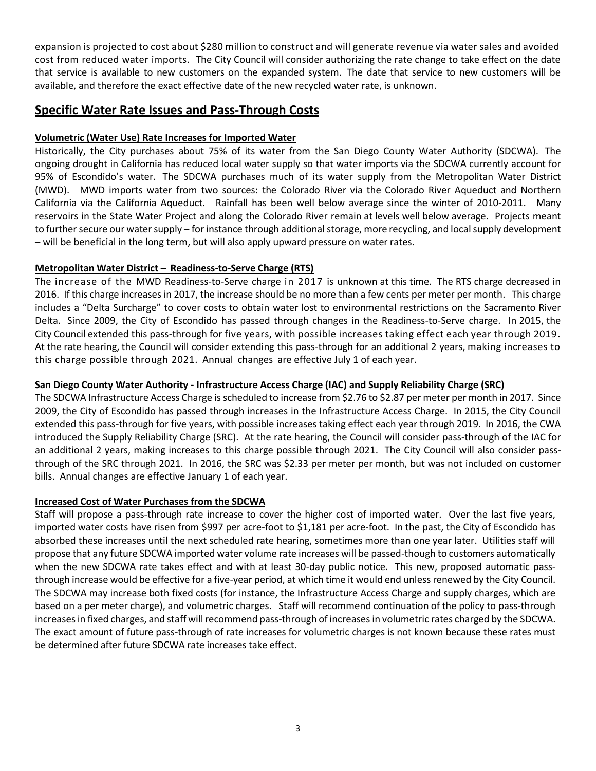expansion is projected to cost about $280 million to construct and will generate revenue via water sales and avoided cost from reduced water imports. The City Council will consider authorizing the rate change to take effect on the date that service is available to new customers on the expanded system. The date that service to new customers will be available, and therefore the exact effective date of the new recycled water rate, is unknown.

## Specific Water Rate Issues and Pass-Through Costs

**Volumetric (Water Use) Rate Increases for Imported Water**

Historically, the City purchases about 75% of its water from the San Diego County Water Authority (SDCWA). The ongoing drought in California has reduced local water supply so that water imports via the SDCWA currently account for 95% of Escondido's water. The SDCWA purchases much of its water supply from the Metropolitan Water District (MWD). MWD imports water from two sources: the Colorado River via the Colorado River Aqueduct and Northern California via the California Aqueduct. Rainfall has been well below average since the winter of 2010-2011. Many reservoirs in the State Water Project and along the Colorado River remain at levels well below average. Projects meant to further secure our water supply – for instance through additional storage, more recycling, and local supply development – will be beneficial in the long term, but will also apply upward pressure on water rates.

**Metropolitan Water District – Readiness-to-Serve Charge (RTS)**

The increase of the MWD Readiness-to-Serve charge in 2017 is unknown at this time. The RTS charge decreased in 2016. If this charge increases in 2017, the increase should be no more than a few cents per meter per month. This charge includes a "Delta Surcharge" to cover costs to obtain water lost to environmental restrictions on the Sacramento River Delta. Since 2009, the City of Escondido has passed through changes in the Readiness-to-Serve charge. In 2015, the City Council extended this pass-through for five years, with possible increases taking effect each year through 2019. At the rate hearing, the Council will consider extending this pass-through for an additional 2 years, making increases to this charge possible through 2021. Annual changes are effective July 1 of each year.

**San Diego County Water Authority - Infrastructure Access Charge (IAC) and Supply Reliability Charge (SRC)**

The SDCWA Infrastructure Access Charge is scheduled to increase from $2.76 to $2.87 per meter per month in 2017. Since 2009, the City of Escondido has passed through increases in the Infrastructure Access Charge. In 2015, the City Council extended this pass-through for five years, with possible increases taking effect each year through 2019. In 2016, the CWA introduced the Supply Reliability Charge (SRC). At the rate hearing, the Council will consider pass-through of the IAC for an additional 2 years, making increases to this charge possible through 2021. The City Council will also consider pass-through of the SRC through 2021. In 2016, the SRC was $2.33 per meter per month, but was not included on customer bills. Annual changes are effective January 1 of each year.

**Increased Cost of Water Purchases from the SDCWA**

Staff will propose a pass-through rate increase to cover the higher cost of imported water. Over the last five years, imported water costs have risen from $997 per acre-foot to $1,181 per acre-foot. In the past, the City of Escondido has absorbed these increases until the next scheduled rate hearing, sometimes more than one year later. Utilities staff will propose that any future SDCWA imported water volume rate increases will be passed-though to customers automatically when the new SDCWA rate takes effect and with at least 30-day public notice. This new, proposed automatic pass-through increase would be effective for a five-year period, at which time it would end unless renewed by the City Council. The SDCWA may increase both fixed costs (for instance, the Infrastructure Access Charge and supply charges, which are based on a per meter charge), and volumetric charges. Staff will recommend continuation of the policy to pass-through increases in fixed charges, and staff will recommend pass-through of increases in volumetric rates charged by the SDCWA. The exact amount of future pass-through of rate increases for volumetric charges is not known because these rates must be determined after future SDCWA rate increases take effect.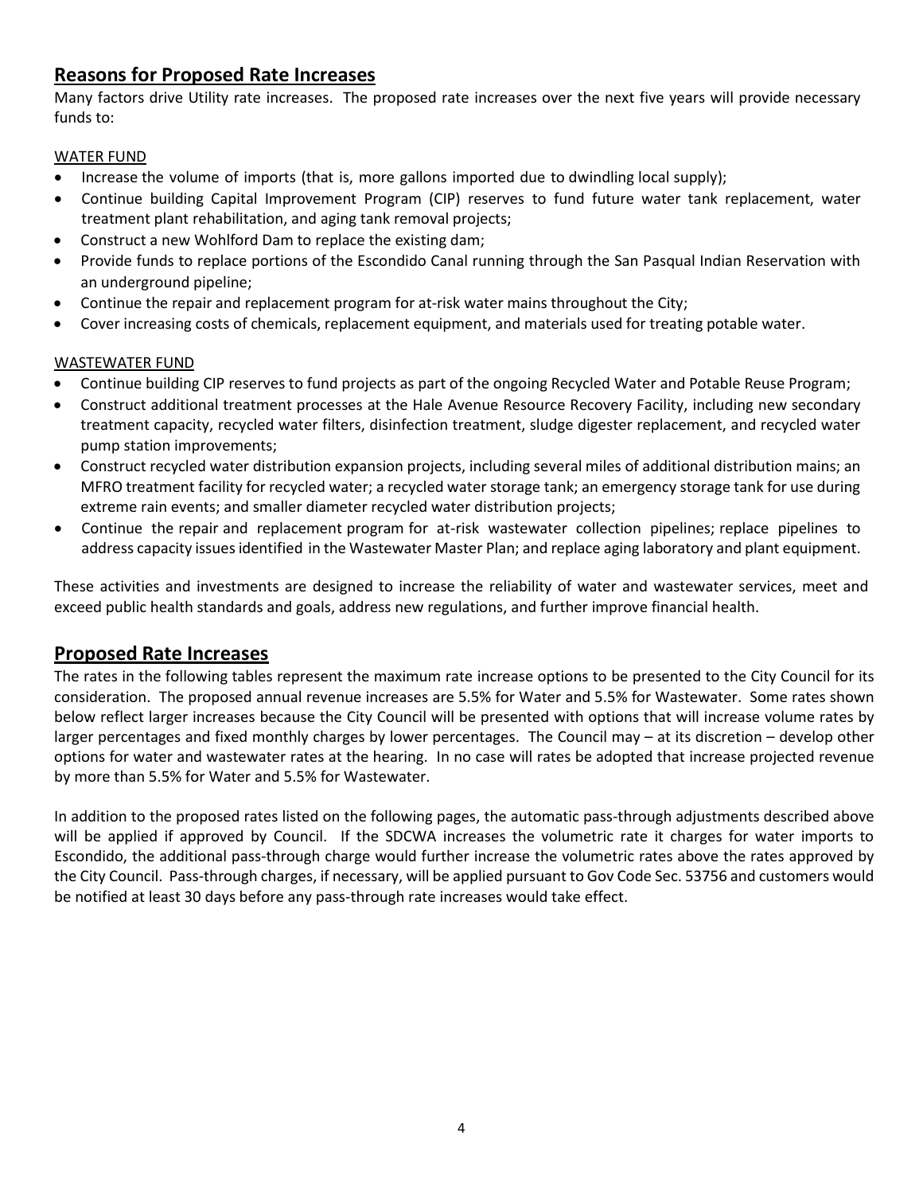## Reasons for Proposed Rate Increases

Many factors drive Utility rate increases. The proposed rate increases over the next five years will provide necessary funds to:

WATER FUND

- Increase the volume of imports (that is, more gallons imported due to dwindling local supply);
- Continue building Capital Improvement Program (CIP) reserves to fund future water tank replacement, water treatment plant rehabilitation, and aging tank removal projects;
- Construct a new Wohlford Dam to replace the existing dam;
- Provide funds to replace portions of the Escondido Canal running through the San Pasqual Indian Reservation with an underground pipeline;
- Continue the repair and replacement program for at-risk water mains throughout the City;
- Cover increasing costs of chemicals, replacement equipment, and materials used for treating potable water.

WASTEWATER FUND

- Continue building CIP reserves to fund projects as part of the ongoing Recycled Water and Potable Reuse Program;
- Construct additional treatment processes at the Hale Avenue Resource Recovery Facility, including new secondary treatment capacity, recycled water filters, disinfection treatment, sludge digester replacement, and recycled water pump station improvements;
- Construct recycled water distribution expansion projects, including several miles of additional distribution mains; an MFRO treatment facility for recycled water; a recycled water storage tank; an emergency storage tank for use during extreme rain events; and smaller diameter recycled water distribution projects;
- Continue the repair and replacement program for at-risk wastewater collection pipelines; replace pipelines to address capacity issues identified in the Wastewater Master Plan; and replace aging laboratory and plant equipment.

These activities and investments are designed to increase the reliability of water and wastewater services, meet and exceed public health standards and goals, address new regulations, and further improve financial health.

## Proposed Rate Increases

The rates in the following tables represent the maximum rate increase options to be presented to the City Council for its consideration. The proposed annual revenue increases are 5.5% for Water and 5.5% for Wastewater. Some rates shown below reflect larger increases because the City Council will be presented with options that will increase volume rates by larger percentages and fixed monthly charges by lower percentages. The Council may – at its discretion – develop other options for water and wastewater rates at the hearing. In no case will rates be adopted that increase projected revenue by more than 5.5% for Water and 5.5% for Wastewater.

In addition to the proposed rates listed on the following pages, the automatic pass-through adjustments described above will be applied if approved by Council. If the SDCWA increases the volumetric rate it charges for water imports to Escondido, the additional pass-through charge would further increase the volumetric rates above the rates approved by the City Council. Pass-through charges, if necessary, will be applied pursuant to Gov Code Sec. 53756 and customers would be notified at least 30 days before any pass-through rate increases would take effect.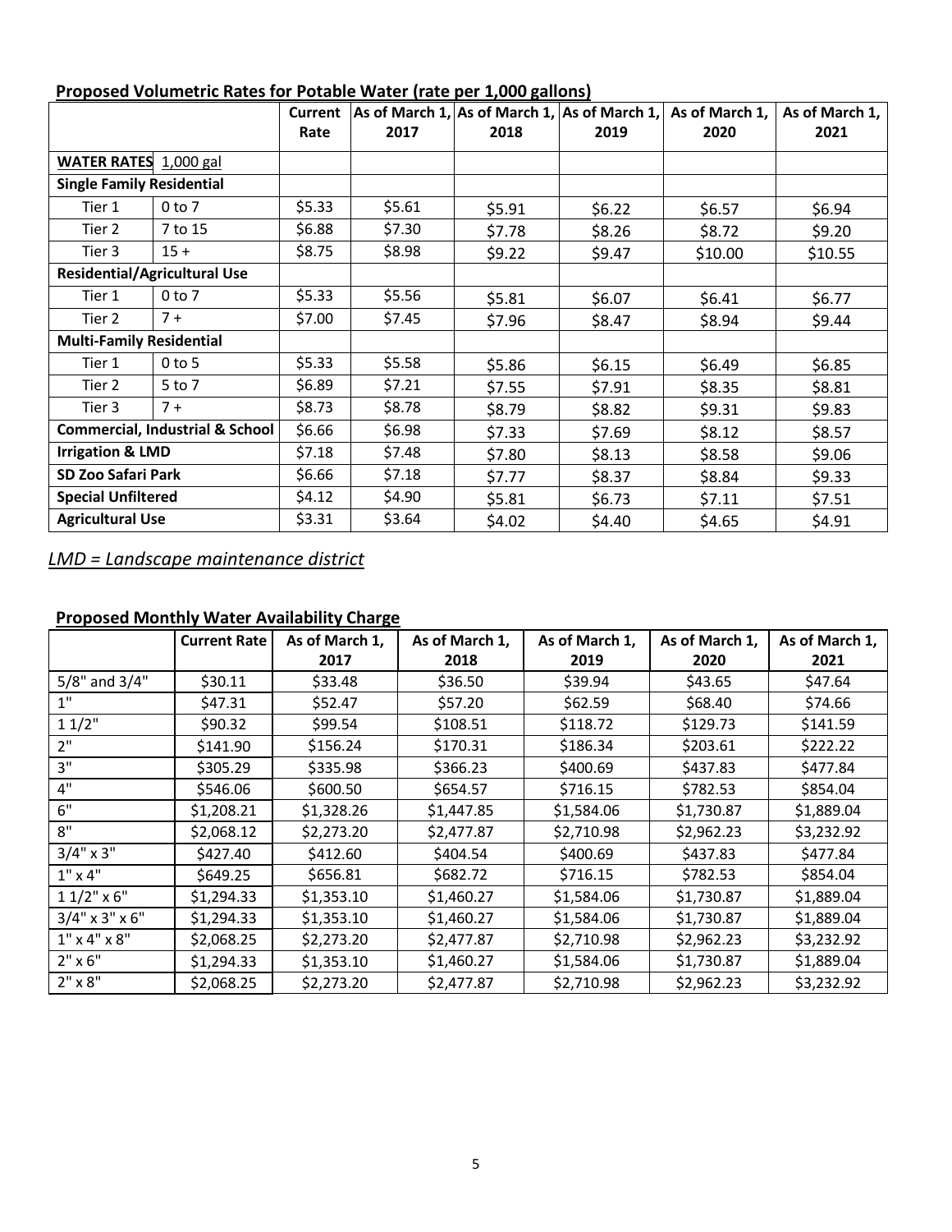**Proposed Volumetric Rates for Potable Water (rate per 1,000 gallons)**

| | | Current Rate | As of March 1, 2017 | As of March 1, 2018 | As of March 1, 2019 | As of March 1, 2020 | As of March 1, 2021 |
|---|---|---|---|---|---|---|---|
| **WATER RATES** | 1,000 gal | | | | | | |
| **Single Family Residential** | | | | | | | |
| Tier 1 | 0 to 7 | $5.33 | $5.61 | $5.91 | $6.22 | $6.57 | $6.94 |
| Tier 2 | 7 to 15 | $6.88 | $7.30 | $7.78 | $8.26 | $8.72 | $9.20 |
| Tier 3 | 15 + | $8.75 | $8.98 | $9.22 | $9.47 | $10.00 | $10.55 |
| **Residential/Agricultural Use** | | | | | | | |
| Tier 1 | 0 to 7 | $5.33 | $5.56 | $5.81 | $6.07 | $6.41 | $6.77 |
| Tier 2 | 7 + | $7.00 | $7.45 | $7.96 | $8.47 | $8.94 | $9.44 |
| **Multi-Family Residential** | | | | | | | |
| Tier 1 | 0 to 5 | $5.33 | $5.58 | $5.86 | $6.15 | $6.49 | $6.85 |
| Tier 2 | 5 to 7 | $6.89 | $7.21 | $7.55 | $7.91 | $8.35 | $8.81 |
| Tier 3 | 7 + | $8.73 | $8.78 | $8.79 | $8.82 | $9.31 | $9.83 |
| **Commercial, Industrial & School** | | $6.66 | $6.98 | $7.33 | $7.69 | $8.12 | $8.57 |
| **Irrigation & LMD** | | $7.18 | $7.48 | $7.80 | $8.13 | $8.58 | $9.06 |
| **SD Zoo Safari Park** | | $6.66 | $7.18 | $7.77 | $8.37 | $8.84 | $9.33 |
| **Special Unfiltered** | | $4.12 | $4.90 | $5.81 | $6.73 | $7.11 | $7.51 |
| **Agricultural Use** | | $3.31 | $3.64 | $4.02 | $4.40 | $4.65 | $4.91 |

*LMD = Landscape maintenance district*

**Proposed Monthly Water Availability Charge**

| | Current Rate | As of March 1, 2017 | As of March 1, 2018 | As of March 1, 2019 | As of March 1, 2020 | As of March 1, 2021 |
|---|---|---|---|---|---|---|
| 5/8" and 3/4" | $30.11 | $33.48 | $36.50 | $39.94 | $43.65 | $47.64 |
| 1" | $47.31 | $52.47 | $57.20 | $62.59 | $68.40 | $74.66 |
| 1 1/2" | $90.32 | $99.54 | $108.51 | $118.72 | $129.73 | $141.59 |
| 2" | $141.90 | $156.24 | $170.31 | $186.34 | $203.61 | $222.22 |
| 3" | $305.29 | $335.98 | $366.23 | $400.69 | $437.83 | $477.84 |
| 4" | $546.06 | $600.50 | $654.57 | $716.15 | $782.53 | $854.04 |
| 6" | $1,208.21 | $1,328.26 | $1,447.85 | $1,584.06 | $1,730.87 | $1,889.04 |
| 8" | $2,068.12 | $2,273.20 | $2,477.87 | $2,710.98 | $2,962.23 | $3,232.92 |
| 3/4" x 3" | $427.40 | $412.60 | $404.54 | $400.69 | $437.83 | $477.84 |
| 1" x 4" | $649.25 | $656.81 | $682.72 | $716.15 | $782.53 | $854.04 |
| 1 1/2" x 6" | $1,294.33 | $1,353.10 | $1,460.27 | $1,584.06 | $1,730.87 | $1,889.04 |
| 3/4" x 3" x 6" | $1,294.33 | $1,353.10 | $1,460.27 | $1,584.06 | $1,730.87 | $1,889.04 |
| 1" x 4" x 8" | $2,068.25 | $2,273.20 | $2,477.87 | $2,710.98 | $2,962.23 | $3,232.92 |
| 2" x 6" | $1,294.33 | $1,353.10 | $1,460.27 | $1,584.06 | $1,730.87 | $1,889.04 |
| 2" x 8" | $2,068.25 | $2,273.20 | $2,477.87 | $2,710.98 | $2,962.23 | $3,232.92 |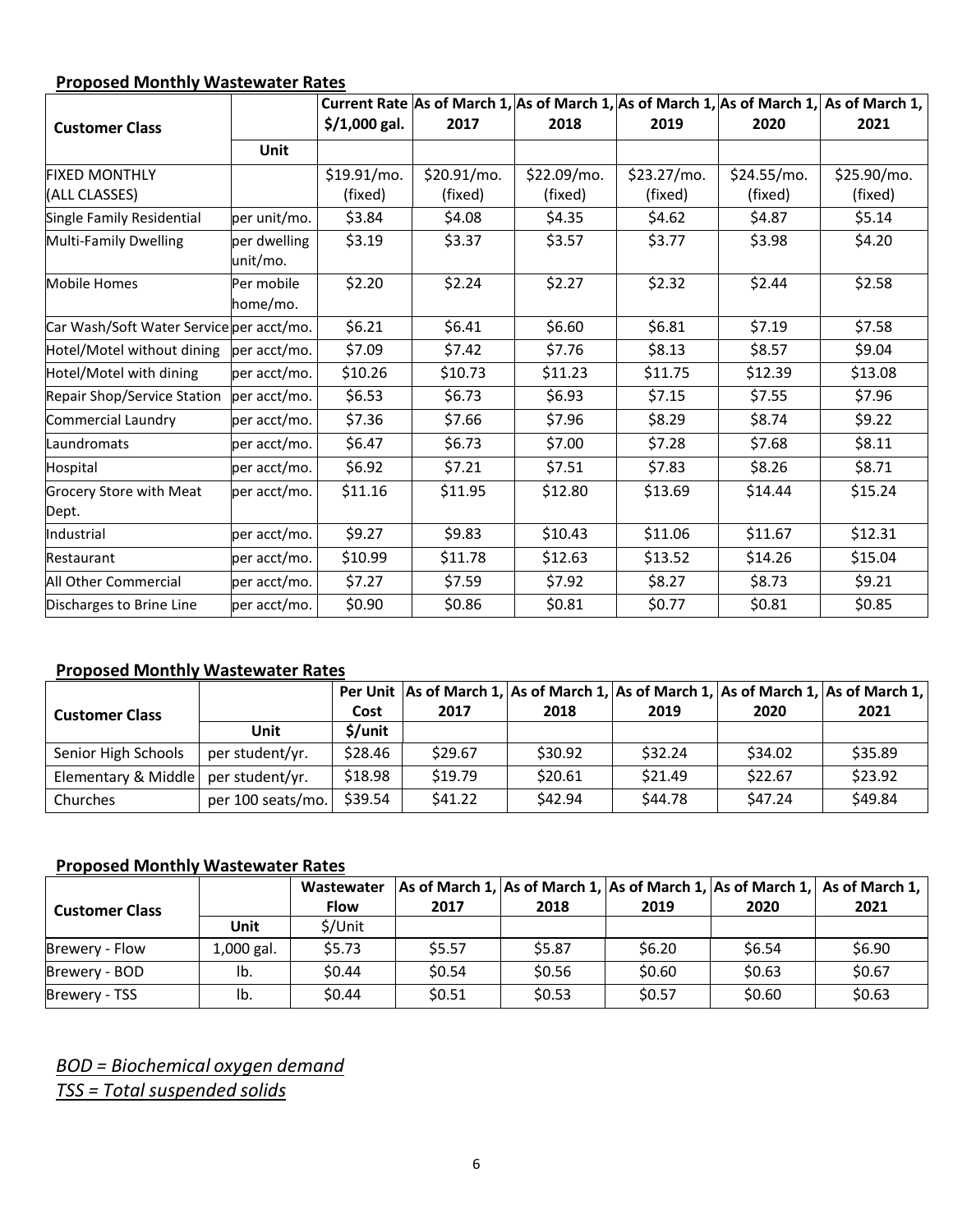**Proposed Monthly Wastewater Rates**

| Customer Class | Unit | Current Rate $/1,000 gal. | As of March 1, 2017 | As of March 1, 2018 | As of March 1, 2019 | As of March 1, 2020 | As of March 1, 2021 |
|---|---|---|---|---|---|---|---|
| FIXED MONTHLY (ALL CLASSES) | | $19.91/mo. (fixed) | $20.91/mo. (fixed) | $22.09/mo. (fixed) | $23.27/mo. (fixed) | $24.55/mo. (fixed) | $25.90/mo. (fixed) |
| Single Family Residential | per unit/mo. | $3.84 | $4.08 | $4.35 | $4.62 | $4.87 | $5.14 |
| Multi-Family Dwelling | per dwelling unit/mo. | $3.19 | $3.37 | $3.57 | $3.77 | $3.98 | $4.20 |
| Mobile Homes | Per mobile home/mo. | $2.20 | $2.24 | $2.27 | $2.32 | $2.44 | $2.58 |
| Car Wash/Soft Water Service | per acct/mo. | $6.21 | $6.41 | $6.60 | $6.81 | $7.19 | $7.58 |
| Hotel/Motel without dining | per acct/mo. | $7.09 | $7.42 | $7.76 | $8.13 | $8.57 | $9.04 |
| Hotel/Motel with dining | per acct/mo. | $10.26 | $10.73 | $11.23 | $11.75 | $12.39 | $13.08 |
| Repair Shop/Service Station | per acct/mo. | $6.53 | $6.73 | $6.93 | $7.15 | $7.55 | $7.96 |
| Commercial Laundry | per acct/mo. | $7.36 | $7.66 | $7.96 | $8.29 | $8.74 | $9.22 |
| Laundromats | per acct/mo. | $6.47 | $6.73 | $7.00 | $7.28 | $7.68 | $8.11 |
| Hospital | per acct/mo. | $6.92 | $7.21 | $7.51 | $7.83 | $8.26 | $8.71 |
| Grocery Store with Meat Dept. | per acct/mo. | $11.16 | $11.95 | $12.80 | $13.69 | $14.44 | $15.24 |
| Industrial | per acct/mo. | $9.27 | $9.83 | $10.43 | $11.06 | $11.67 | $12.31 |
| Restaurant | per acct/mo. | $10.99 | $11.78 | $12.63 | $13.52 | $14.26 | $15.04 |
| All Other Commercial | per acct/mo. | $7.27 | $7.59 | $7.92 | $8.27 | $8.73 | $9.21 |
| Discharges to Brine Line | per acct/mo. | $0.90 | $0.86 | $0.81 | $0.77 | $0.81 | $0.85 |

**Proposed Monthly Wastewater Rates**

| Customer Class | Unit | Per Unit Cost $/unit | As of March 1, 2017 | As of March 1, 2018 | As of March 1, 2019 | As of March 1, 2020 | As of March 1, 2021 |
|---|---|---|---|---|---|---|---|
| Senior High Schools | per student/yr. | $28.46 | $29.67 | $30.92 | $32.24 | $34.02 | $35.89 |
| Elementary & Middle | per student/yr. | $18.98 | $19.79 | $20.61 | $21.49 | $22.67 | $23.92 |
| Churches | per 100 seats/mo. | $39.54 | $41.22 | $42.94 | $44.78 | $47.24 | $49.84 |

**Proposed Monthly Wastewater Rates**

| Customer Class | Unit | Wastewater Flow $/Unit | As of March 1, 2017 | As of March 1, 2018 | As of March 1, 2019 | As of March 1, 2020 | As of March 1, 2021 |
|---|---|---|---|---|---|---|---|
| Brewery - Flow | 1,000 gal. | $5.73 | $5.57 | $5.87 | $6.20 | $6.54 | $6.90 |
| Brewery - BOD | lb. | $0.44 | $0.54 | $0.56 | $0.60 | $0.63 | $0.67 |
| Brewery - TSS | lb. | $0.44 | $0.51 | $0.53 | $0.57 | $0.60 | $0.63 |

*BOD = Biochemical oxygen demand*

*TSS = Total suspended solids*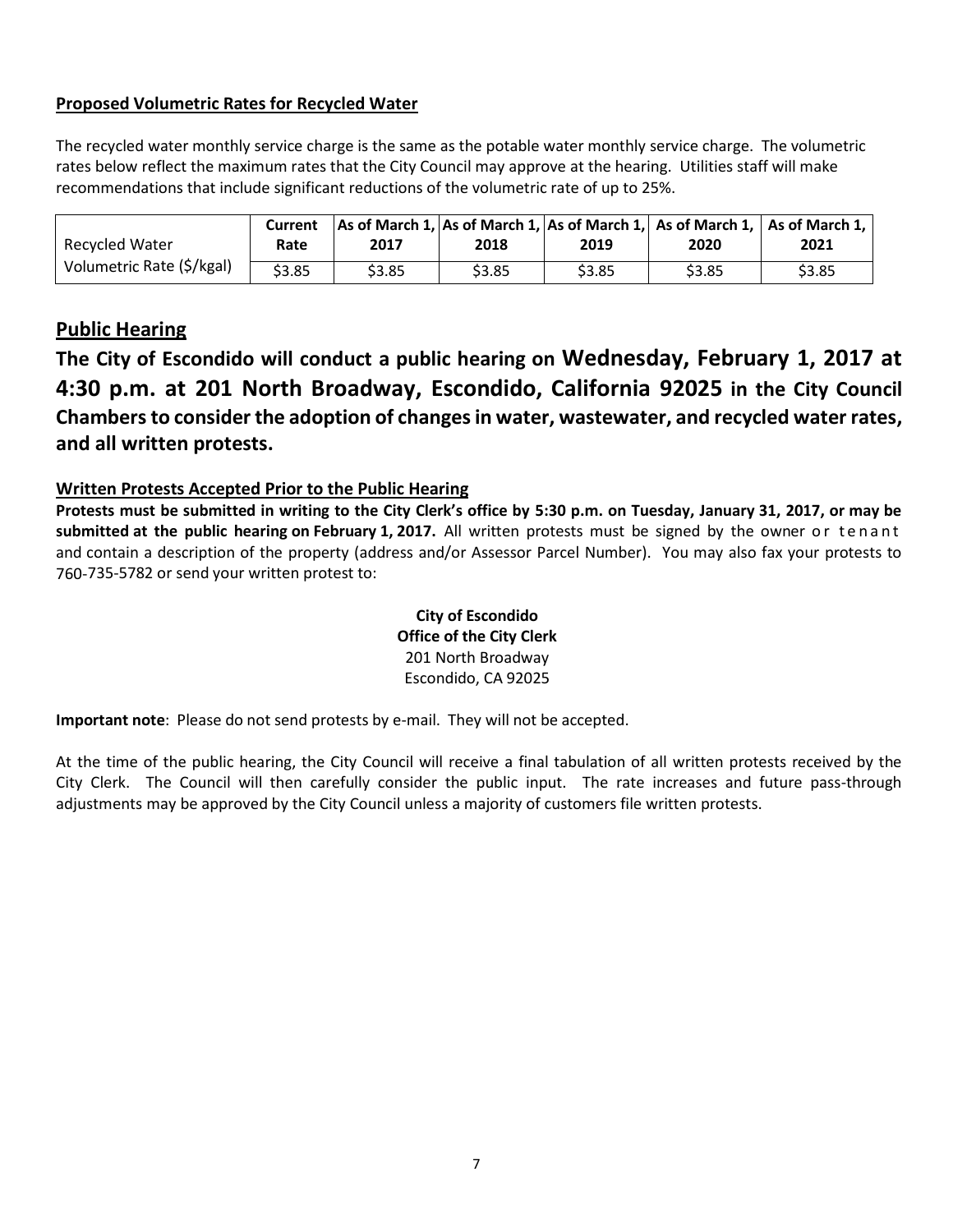### Proposed Volumetric Rates for Recycled Water

The recycled water monthly service charge is the same as the potable water monthly service charge. The volumetric rates below reflect the maximum rates that the City Council may approve at the hearing. Utilities staff will make recommendations that include significant reductions of the volumetric rate of up to 25%.

| Recycled Water Volumetric Rate ($/kgal) | Current Rate | As of March 1, 2017 | As of March 1, 2018 | As of March 1, 2019 | As of March 1, 2020 | As of March 1, 2021 |
|---|---|---|---|---|---|---|
| | $3.85 | $3.85 | $3.85 | $3.85 | $3.85 | $3.85 |

## Public Hearing

**The City of Escondido will conduct a public hearing on Wednesday, February 1, 2017 at 4:30 p.m. at 201 North Broadway, Escondido, California 92025 in the City Council Chambers to consider the adoption of changes in water, wastewater, and recycled water rates, and all written protests.**

### Written Protests Accepted Prior to the Public Hearing

**Protests must be submitted in writing to the City Clerk's office by 5:30 p.m. on Tuesday, January 31, 2017, or may be submitted at the public hearing on February 1, 2017.** All written protests must be signed by the owner or tenant and contain a description of the property (address and/or Assessor Parcel Number). You may also fax your protests to 760-735-5782 or send your written protest to:

**City of Escondido**
**Office of the City Clerk**
201 North Broadway
Escondido, CA 92025

**Important note**: Please do not send protests by e-mail. They will not be accepted.

At the time of the public hearing, the City Council will receive a final tabulation of all written protests received by the City Clerk. The Council will then carefully consider the public input. The rate increases and future pass-through adjustments may be approved by the City Council unless a majority of customers file written protests.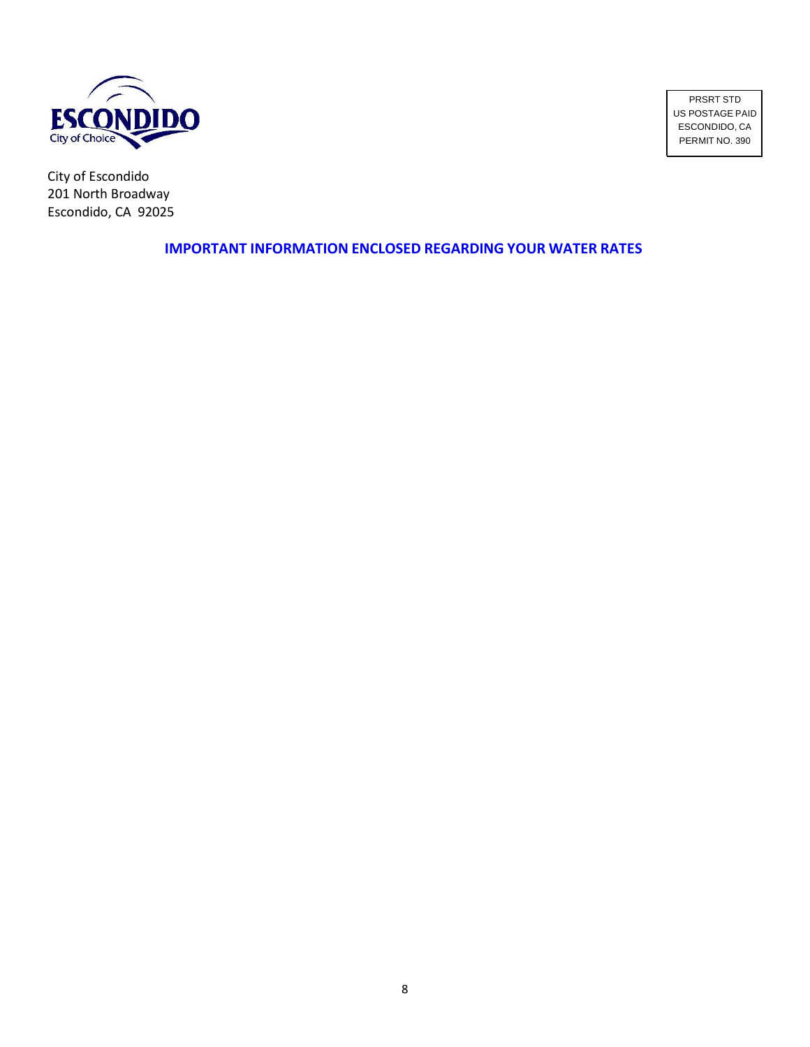ESCONDIDO
City of Choice

PRSRT STD
US POSTAGE PAID
ESCONDIDO, CA
PERMIT NO. 390

City of Escondido
201 North Broadway
Escondido, CA 92025

**IMPORTANT INFORMATION ENCLOSED REGARDING YOUR WATER RATES**